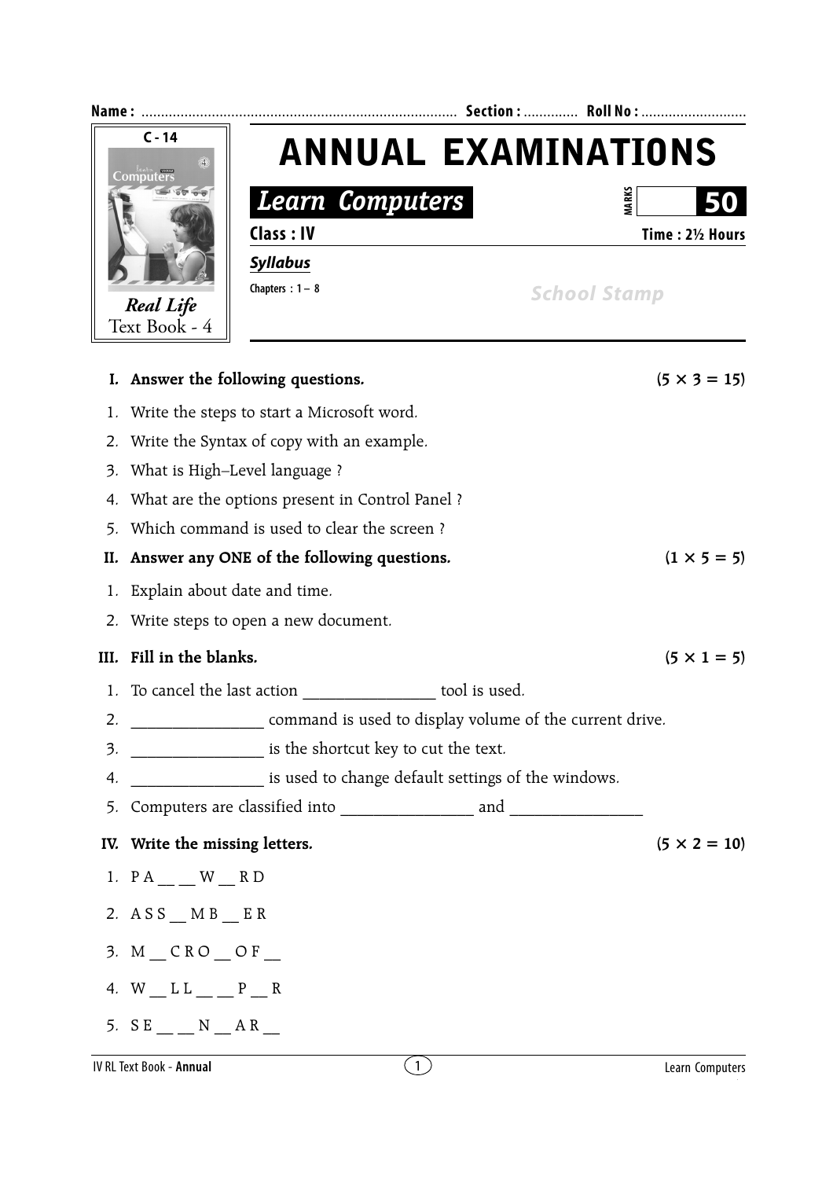**Name :** ............................................................................ **Section :** ............. **Roll No :** ..........................

C - 14

*Real Life*
Text Book - 4

# ANNUAL EXAMINATIONS

## *Learn Computers*

**MARKS** **50**

**Class : IV** **Time : 2½ Hours**

***Syllabus***

**Chapters : 1 – 8**

*School Stamp*

**I. Answer the following questions.** **(5 × 3 = 15)**

1. Write the steps to start a Microsoft word.
2. Write the Syntax of copy with an example.
3. What is High–Level language ?
4. What are the options present in Control Panel ?
5. Which command is used to clear the screen ?

**II. Answer any ONE of the following questions.** **(1 × 5 = 5)**

1. Explain about date and time.
2. Write steps to open a new document.

**III. Fill in the blanks.** **(5 × 1 = 5)**

1. To cancel the last action ________________ tool is used.
2. ________________ command is used to display volume of the current drive.
3. ________________ is the shortcut key to cut the text.
4. ________________ is used to change default settings of the windows.
5. Computers are classified into ________________ and ________________

**IV. Write the missing letters.** **(5 × 2 = 10)**

1. P A __ __ W __ R D
2. A S S __ M B __ E R
3. M __ C R O __ O F __
4. W __ L L __ __ P __ R
5. S E __ __ N __ A R __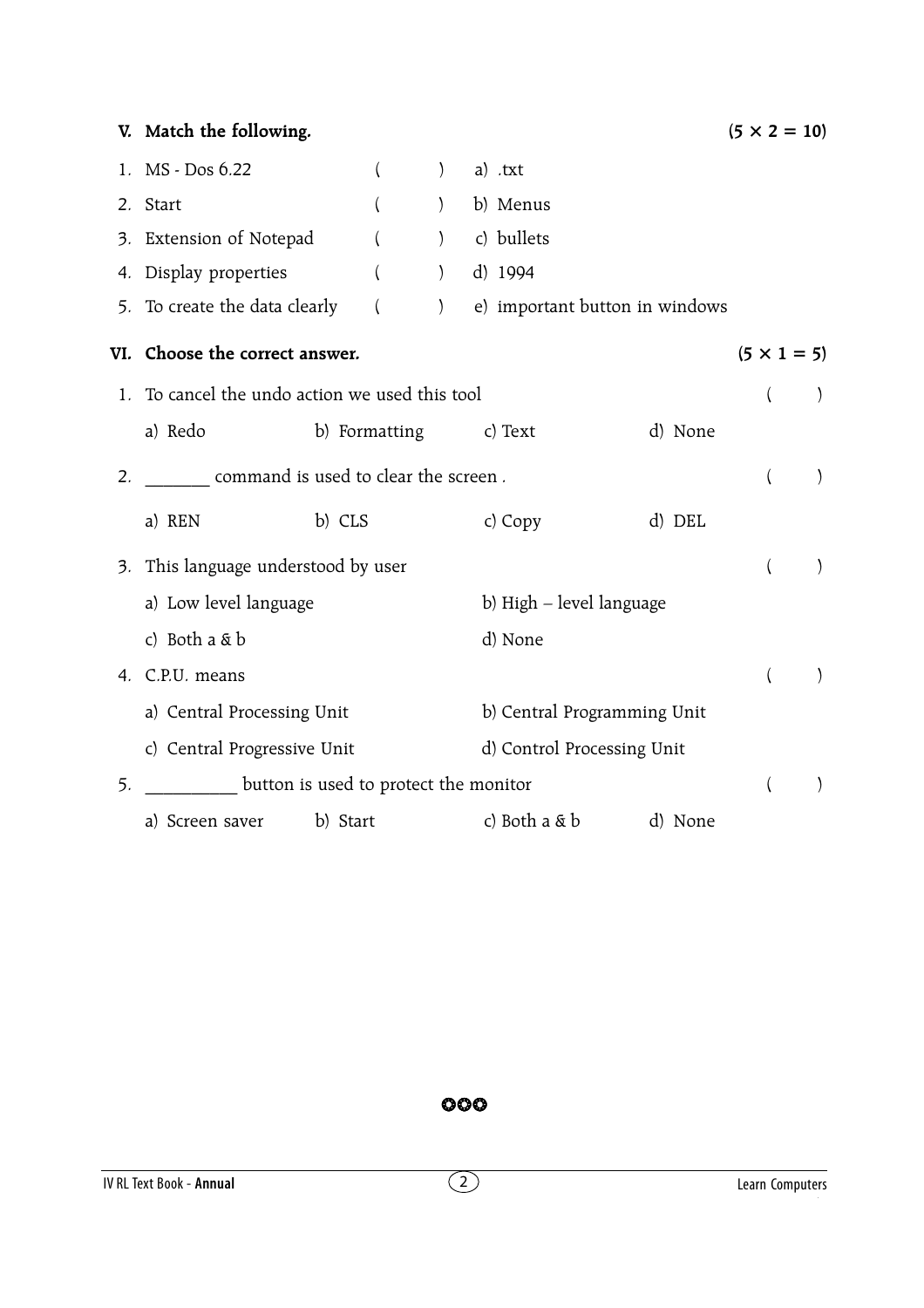## V. Match the following. (5 × 2 = 10)

1. MS - Dos 6.22 (   ) a) .txt
2. Start (   ) b) Menus
3. Extension of Notepad (   ) c) bullets
4. Display properties (   ) d) 1994
5. To create the data clearly (   ) e) important button in windows

## VI. Choose the correct answer. (5 × 1 = 5)

1. To cancel the undo action we used this tool (   )

   a) Redo  b) Formatting  c) Text  d) None

2. _______ command is used to clear the screen . (   )

   a) REN  b) CLS  c) Copy  d) DEL

3. This language understood by user (   )

   a) Low level language  b) High – level language

   c) Both a & b  d) None

4. C.P.U. means (   )

   a) Central Processing Unit  b) Central Programming Unit

   c) Central Progressive Unit  d) Control Processing Unit

5. __________ button is used to protect the monitor (   )

   a) Screen saver  b) Start  c) Both a & b  d) None